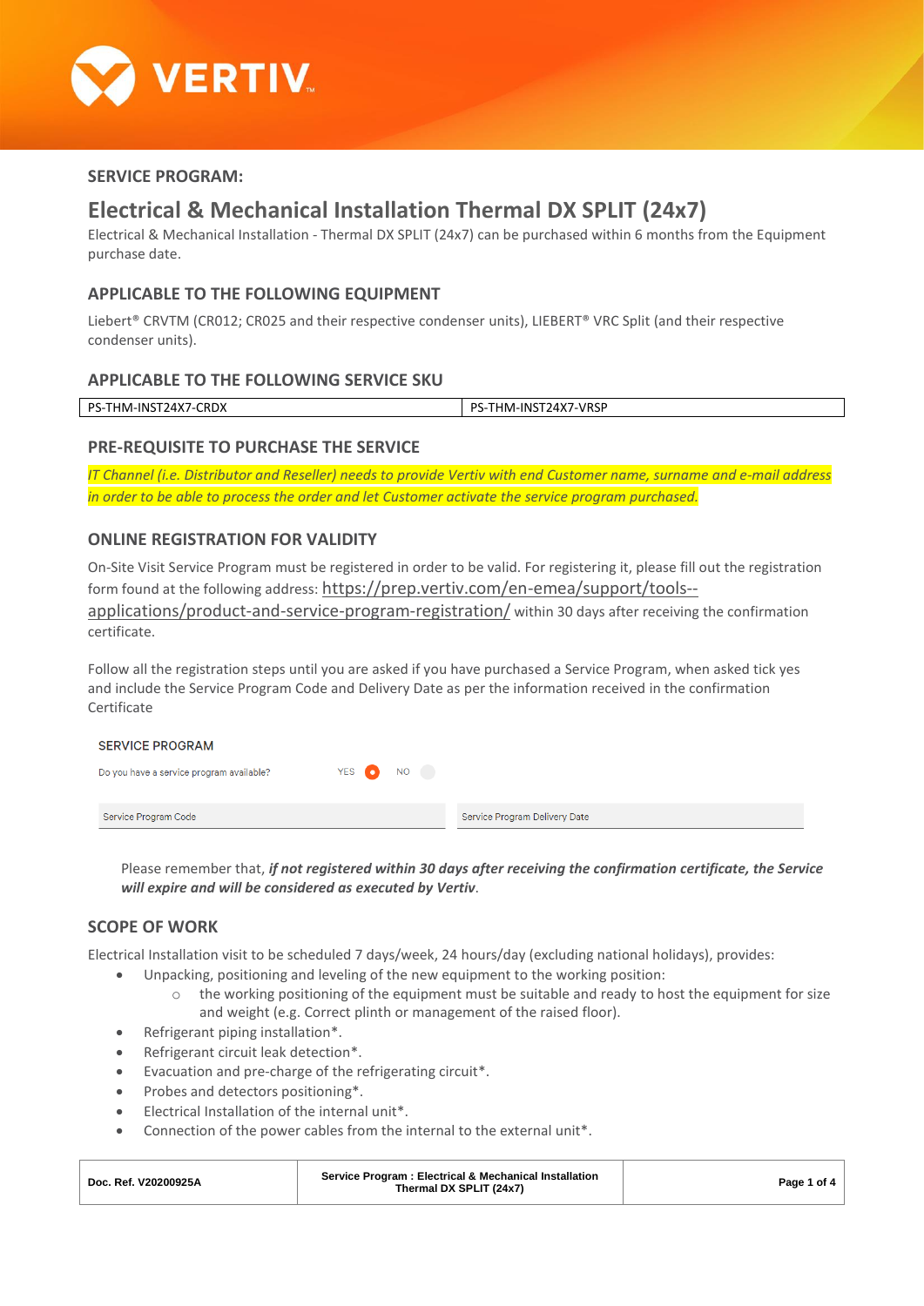**SERVICE PROGRAM:**

# Electrical & Mechanical Installation Thermal DX SPLIT (24x7)

Electrical & Mechanical Installation - Thermal DX SPLIT (24x7) can be purchased within 6 months from the Equipment purchase date.

## APPLICABLE TO THE FOLLOWING EQUIPMENT

Liebert® CRVTM (CR012; CR025 and their respective condenser units), LIEBERT® VRC Split (and their respective condenser units).

## APPLICABLE TO THE FOLLOWING SERVICE SKU

| PS-THM-INST24X7-CRDX | PS-THM-INST24X7-VRSP |
|---|---|

## PRE-REQUISITE TO PURCHASE THE SERVICE

*IT Channel (i.e. Distributor and Reseller) needs to provide Vertiv with end Customer name, surname and e-mail address in order to be able to process the order and let Customer activate the service program purchased.*

## ONLINE REGISTRATION FOR VALIDITY

On-Site Visit Service Program must be registered in order to be valid. For registering it, please fill out the registration form found at the following address: https://prep.vertiv.com/en-emea/support/tools--applications/product-and-service-program-registration/ within 30 days after receiving the confirmation certificate.

Follow all the registration steps until you are asked if you have purchased a Service Program, when asked tick yes and include the Service Program Code and Delivery Date as per the information received in the confirmation Certificate

SERVICE PROGRAM

Do you have a service program available? YES ◉ NO ○

| Service Program Code | Service Program Delivery Date |
|---|---|

Please remember that, ***if not registered within 30 days after receiving the confirmation certificate, the Service will expire and will be considered as executed by Vertiv***.

## SCOPE OF WORK

Electrical Installation visit to be scheduled 7 days/week, 24 hours/day (excluding national holidays), provides:

- Unpacking, positioning and leveling of the new equipment to the working position:
  - the working positioning of the equipment must be suitable and ready to host the equipment for size and weight (e.g. Correct plinth or management of the raised floor).
- Refrigerant piping installation*.
- Refrigerant circuit leak detection*.
- Evacuation and pre-charge of the refrigerating circuit*.
- Probes and detectors positioning*.
- Electrical Installation of the internal unit*.
- Connection of the power cables from the internal to the external unit*.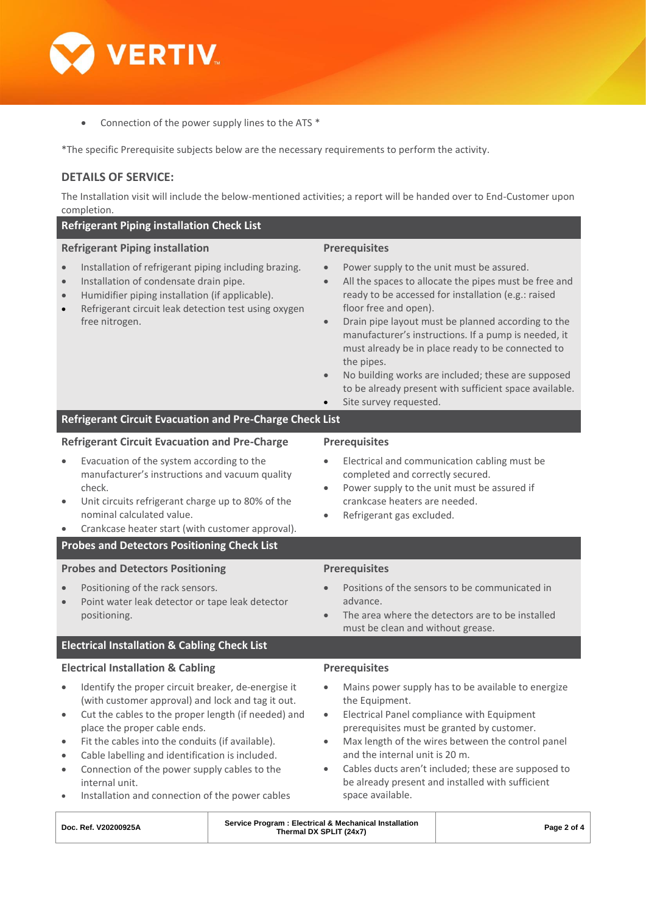- Connection of the power supply lines to the ATS *

*The specific Prerequisite subjects below are the necessary requirements to perform the activity.

## DETAILS OF SERVICE:

The Installation visit will include the below-mentioned activities; a report will be handed over to End-Customer upon completion.

### Refrigerant Piping installation Check List

| Refrigerant Piping installation | Prerequisites |
|---|---|
| • Installation of refrigerant piping including brazing.<br>• Installation of condensate drain pipe.<br>• Humidifier piping installation (if applicable).<br>• Refrigerant circuit leak detection test using oxygen free nitrogen. | • Power supply to the unit must be assured.<br>• All the spaces to allocate the pipes must be free and ready to be accessed for installation (e.g.: raised floor free and open).<br>• Drain pipe layout must be planned according to the manufacturer's instructions. If a pump is needed, it must already be in place ready to be connected to the pipes.<br>• No building works are included; these are supposed to be already present with sufficient space available.<br>• Site survey requested. |

### Refrigerant Circuit Evacuation and Pre-Charge Check List

| Refrigerant Circuit Evacuation and Pre-Charge | Prerequisites |
|---|---|
| • Evacuation of the system according to the manufacturer's instructions and vacuum quality check.<br>• Unit circuits refrigerant charge up to 80% of the nominal calculated value.<br>• Crankcase heater start (with customer approval). | • Electrical and communication cabling must be completed and correctly secured.<br>• Power supply to the unit must be assured if crankcase heaters are needed.<br>• Refrigerant gas excluded. |

### Probes and Detectors Positioning Check List

| Probes and Detectors Positioning | Prerequisites |
|---|---|
| • Positioning of the rack sensors.<br>• Point water leak detector or tape leak detector positioning. | • Positions of the sensors to be communicated in advance.<br>• The area where the detectors are to be installed must be clean and without grease. |

### Electrical Installation & Cabling Check List

| Electrical Installation & Cabling | Prerequisites |
|---|---|
| • Identify the proper circuit breaker, de-energise it (with customer approval) and lock and tag it out.<br>• Cut the cables to the proper length (if needed) and place the proper cable ends.<br>• Fit the cables into the conduits (if available).<br>• Cable labelling and identification is included.<br>• Connection of the power supply cables to the internal unit.<br>• Installation and connection of the power cables | • Mains power supply has to be available to energize the Equipment.<br>• Electrical Panel compliance with Equipment prerequisites must be granted by customer.<br>• Max length of the wires between the control panel and the internal unit is 20 m.<br>• Cables ducts aren't included; these are supposed to be already present and installed with sufficient space available. |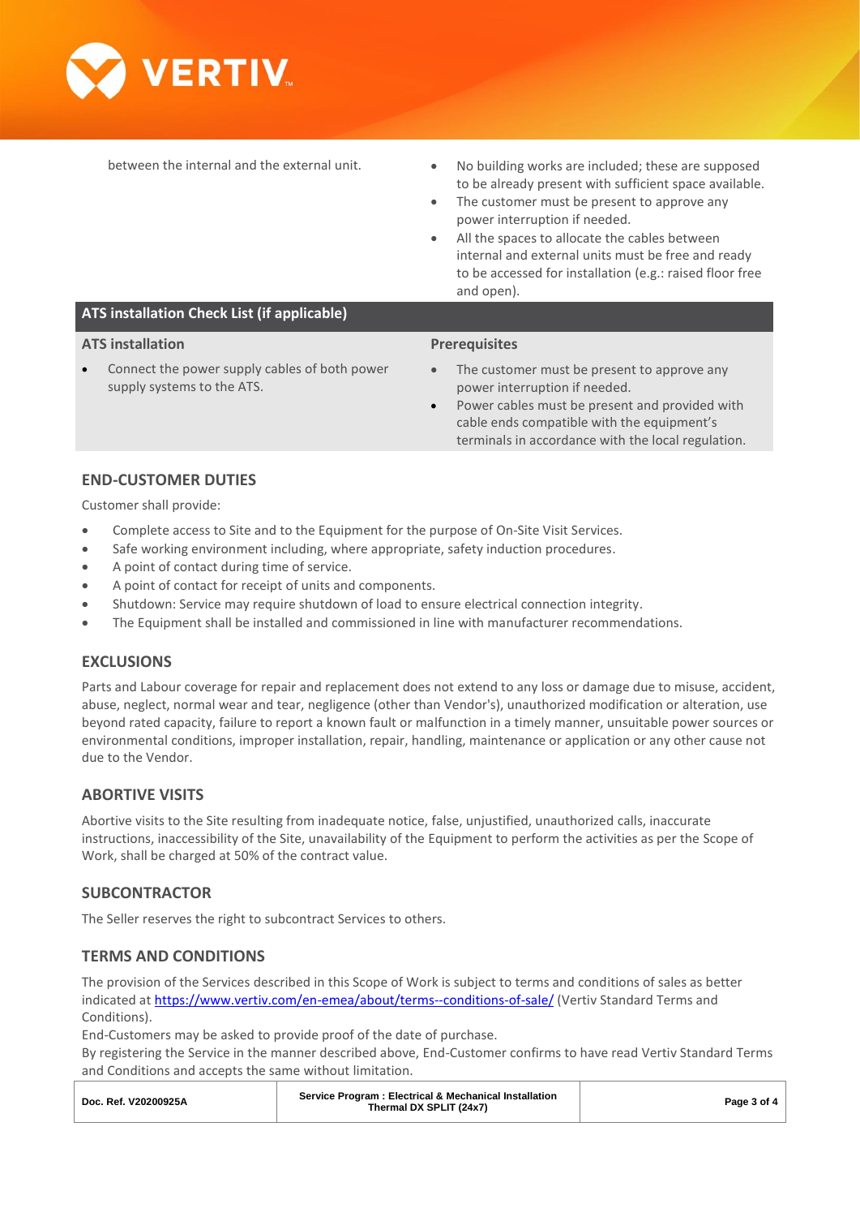| | |
|---|---|
| between the internal and the external unit. | • No building works are included; these are supposed to be already present with sufficient space available.<br>• The customer must be present to approve any power interruption if needed.<br>• All the spaces to allocate the cables between internal and external units must be free and ready to be accessed for installation (e.g.: raised floor free and open). |

| ATS installation Check List (if applicable) | |
|---|---|
| **ATS installation** | **Prerequisites** |
| • Connect the power supply cables of both power supply systems to the ATS. | • The customer must be present to approve any power interruption if needed.<br>• Power cables must be present and provided with cable ends compatible with the equipment's terminals in accordance with the local regulation. |

## END-CUSTOMER DUTIES

Customer shall provide:

- Complete access to Site and to the Equipment for the purpose of On-Site Visit Services.
- Safe working environment including, where appropriate, safety induction procedures.
- A point of contact during time of service.
- A point of contact for receipt of units and components.
- Shutdown: Service may require shutdown of load to ensure electrical connection integrity.
- The Equipment shall be installed and commissioned in line with manufacturer recommendations.

## EXCLUSIONS

Parts and Labour coverage for repair and replacement does not extend to any loss or damage due to misuse, accident, abuse, neglect, normal wear and tear, negligence (other than Vendor's), unauthorized modification or alteration, use beyond rated capacity, failure to report a known fault or malfunction in a timely manner, unsuitable power sources or environmental conditions, improper installation, repair, handling, maintenance or application or any other cause not due to the Vendor.

## ABORTIVE VISITS

Abortive visits to the Site resulting from inadequate notice, false, unjustified, unauthorized calls, inaccurate instructions, inaccessibility of the Site, unavailability of the Equipment to perform the activities as per the Scope of Work, shall be charged at 50% of the contract value.

## SUBCONTRACTOR

The Seller reserves the right to subcontract Services to others.

## TERMS AND CONDITIONS

The provision of the Services described in this Scope of Work is subject to terms and conditions of sales as better indicated at https://www.vertiv.com/en-emea/about/terms--conditions-of-sale/ (Vertiv Standard Terms and Conditions).

End-Customers may be asked to provide proof of the date of purchase.

By registering the Service in the manner described above, End-Customer confirms to have read Vertiv Standard Terms and Conditions and accepts the same without limitation.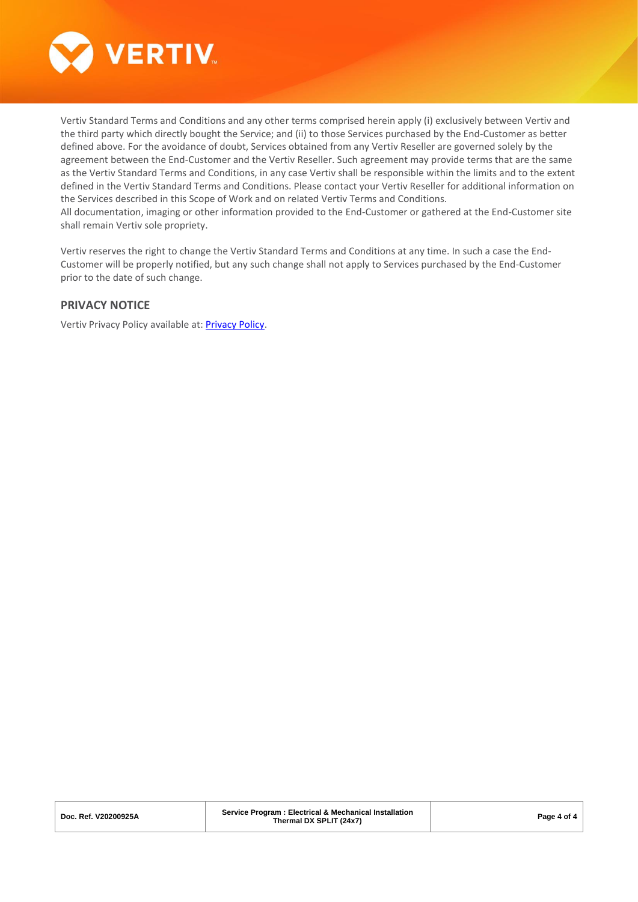Vertiv Standard Terms and Conditions and any other terms comprised herein apply (i) exclusively between Vertiv and the third party which directly bought the Service; and (ii) to those Services purchased by the End-Customer as better defined above. For the avoidance of doubt, Services obtained from any Vertiv Reseller are governed solely by the agreement between the End-Customer and the Vertiv Reseller. Such agreement may provide terms that are the same as the Vertiv Standard Terms and Conditions, in any case Vertiv shall be responsible within the limits and to the extent defined in the Vertiv Standard Terms and Conditions. Please contact your Vertiv Reseller for additional information on the Services described in this Scope of Work and on related Vertiv Terms and Conditions.
All documentation, imaging or other information provided to the End-Customer or gathered at the End-Customer site shall remain Vertiv sole propriety.

Vertiv reserves the right to change the Vertiv Standard Terms and Conditions at any time. In such a case the End-Customer will be properly notified, but any such change shall not apply to Services purchased by the End-Customer prior to the date of such change.

## PRIVACY NOTICE

Vertiv Privacy Policy available at: Privacy Policy.